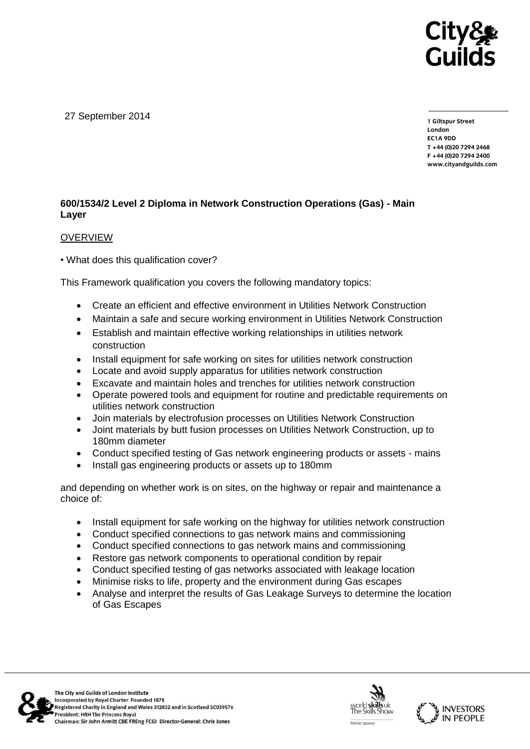27 September 2014

1 Giltspur Street
London
EC1A 9DD
T +44 (0)20 7294 2468
F +44 (0)20 7294 2400
www.cityandguilds.com

**600/1534/2 Level 2 Diploma in Network Construction Operations (Gas) - Main Layer**

OVERVIEW

• What does this qualification cover?

This Framework qualification you covers the following mandatory topics:

- Create an efficient and effective environment in Utilities Network Construction
- Maintain a safe and secure working environment in Utilities Network Construction
- Establish and maintain effective working relationships in utilities network construction
- Install equipment for safe working on sites for utilities network construction
- Locate and avoid supply apparatus for utilities network construction
- Excavate and maintain holes and trenches for utilities network construction
- Operate powered tools and equipment for routine and predictable requirements on utilities network construction
- Join materials by electrofusion processes on Utilities Network Construction
- Joint materials by butt fusion processes on Utilities Network Construction, up to 180mm diameter
- Conduct specified testing of Gas network engineering products or assets - mains
- Install gas engineering products or assets up to 180mm

and depending on whether work is on sites, on the highway or repair and maintenance a choice of:

- Install equipment for safe working on the highway for utilities network construction
- Conduct specified connections to gas network mains and commissioning
- Conduct specified connections to gas network mains and commissioning
- Restore gas network components to operational condition by repair
- Conduct specified testing of gas networks associated with leakage location
- Minimise risks to life, property and the environment during Gas escapes
- Analyse and interpret the results of Gas Leakage Surveys to determine the location of Gas Escapes

The City and Guilds of London Institute
Incorporated by Royal Charter Founded 1878
Registered Charity in England and Wales 312832 and in Scotland SC039576
President: HRH The Princess Royal
Chairman: Sir John Armitt CBE FREng FCGI Director-General: Chris Jones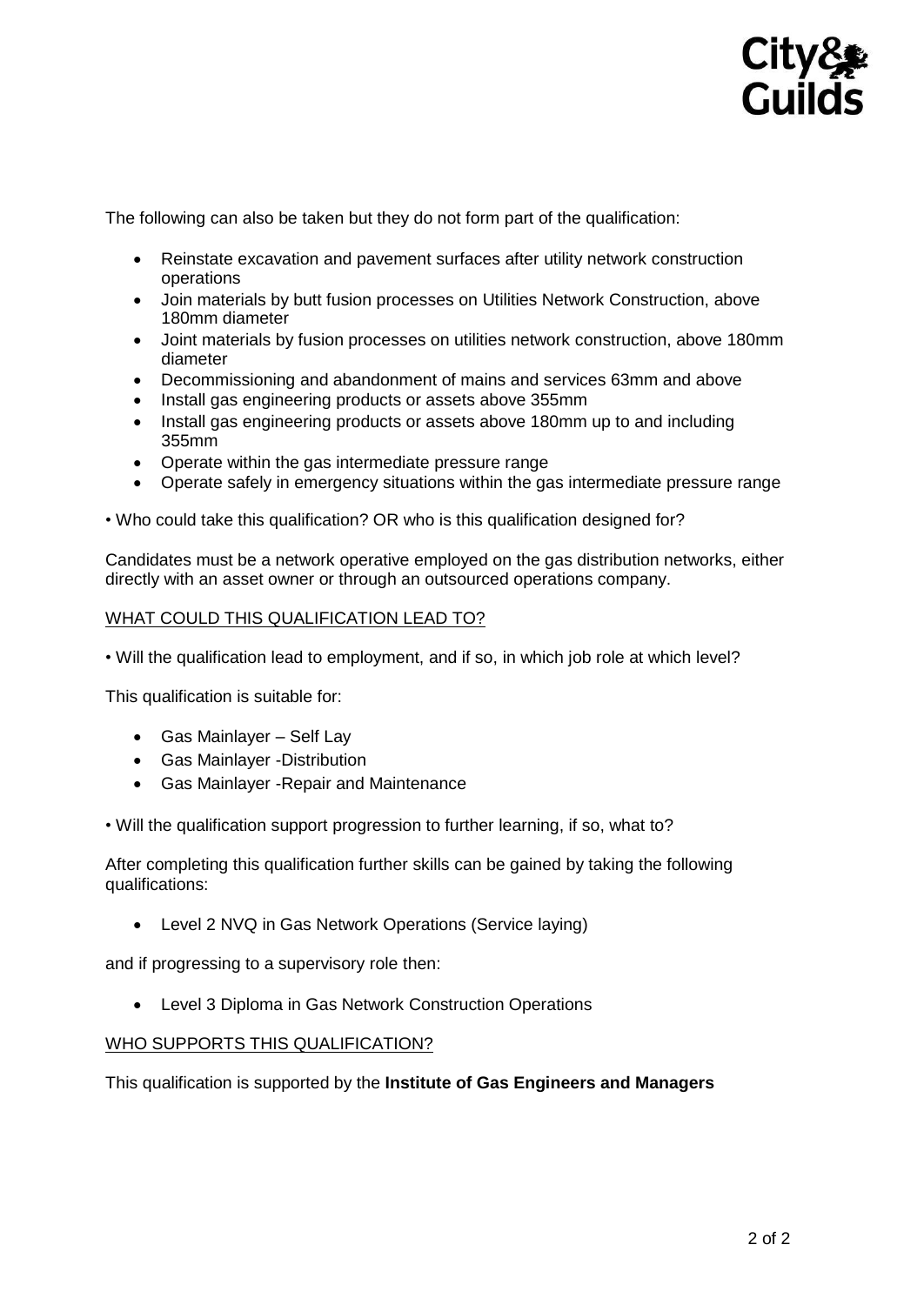The following can also be taken but they do not form part of the qualification:

- Reinstate excavation and pavement surfaces after utility network construction operations
- Join materials by butt fusion processes on Utilities Network Construction, above 180mm diameter
- Joint materials by fusion processes on utilities network construction, above 180mm diameter
- Decommissioning and abandonment of mains and services 63mm and above
- Install gas engineering products or assets above 355mm
- Install gas engineering products or assets above 180mm up to and including 355mm
- Operate within the gas intermediate pressure range
- Operate safely in emergency situations within the gas intermediate pressure range

• Who could take this qualification? OR who is this qualification designed for?

Candidates must be a network operative employed on the gas distribution networks, either directly with an asset owner or through an outsourced operations company.

## WHAT COULD THIS QUALIFICATION LEAD TO?

• Will the qualification lead to employment, and if so, in which job role at which level?

This qualification is suitable for:

- Gas Mainlayer – Self Lay
- Gas Mainlayer -Distribution
- Gas Mainlayer -Repair and Maintenance

• Will the qualification support progression to further learning, if so, what to?

After completing this qualification further skills can be gained by taking the following qualifications:

- Level 2 NVQ in Gas Network Operations (Service laying)

and if progressing to a supervisory role then:

- Level 3 Diploma in Gas Network Construction Operations

## WHO SUPPORTS THIS QUALIFICATION?

This qualification is supported by the **Institute of Gas Engineers and Managers**